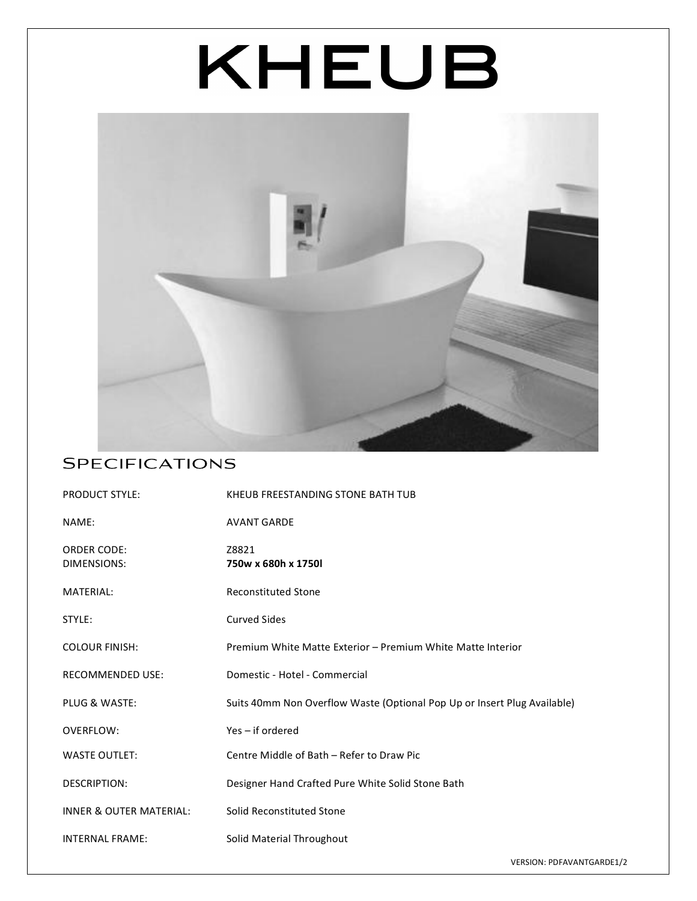# KHEUB

## Specifications

| | |
|---|---|
| PRODUCT STYLE: | KHEUB FREESTANDING STONE BATH TUB |
| NAME: | AVANT GARDE |
| ORDER CODE: | Z8821 |
| DIMENSIONS: | **750w x 680h x 1750l** |
| MATERIAL: | Reconstituted Stone |
| STYLE: | Curved Sides |
| COLOUR FINISH: | Premium White Matte Exterior – Premium White Matte Interior |
| RECOMMENDED USE: | Domestic - Hotel - Commercial |
| PLUG & WASTE: | Suits 40mm Non Overflow Waste (Optional Pop Up or Insert Plug Available) |
| OVERFLOW: | Yes – if ordered |
| WASTE OUTLET: | Centre Middle of Bath – Refer to Draw Pic |
| DESCRIPTION: | Designer Hand Crafted Pure White Solid Stone Bath |
| INNER & OUTER MATERIAL: | Solid Reconstituted Stone |
| INTERNAL FRAME: | Solid Material Throughout |

VERSION: PDFAVANTGARDE1/2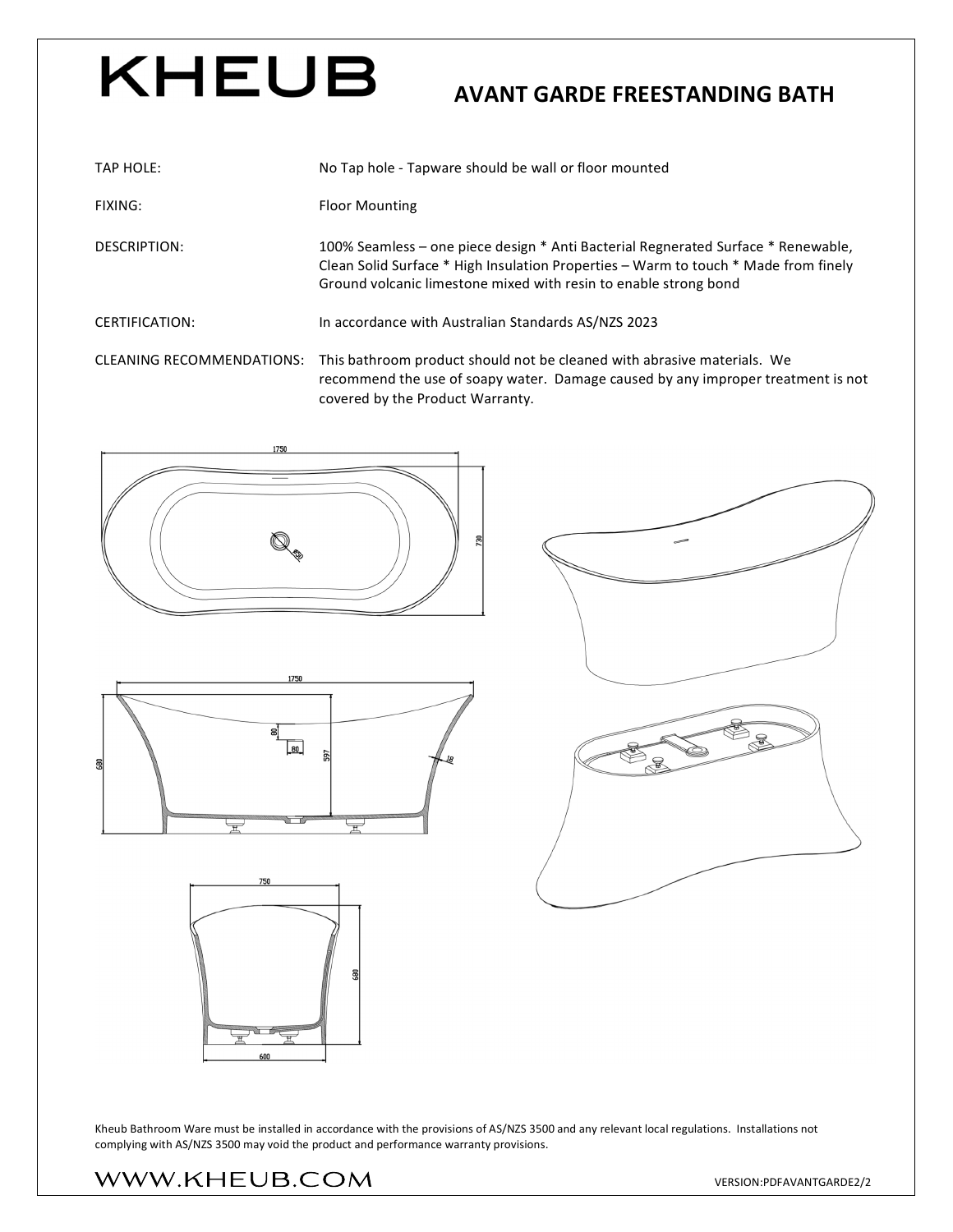# KHEUB

## AVANT GARDE FREESTANDING BATH

| | |
|---|---|
| TAP HOLE: | No Tap hole - Tapware should be wall or floor mounted |
| FIXING: | Floor Mounting |
| DESCRIPTION: | 100% Seamless – one piece design * Anti Bacterial Regnerated Surface * Renewable, Clean Solid Surface * High Insulation Properties – Warm to touch * Made from finely Ground volcanic limestone mixed with resin to enable strong bond |
| CERTIFICATION: | In accordance with Australian Standards AS/NZS 2023 |
| CLEANING RECOMMENDATIONS: | This bathroom product should not be cleaned with abrasive materials. We recommend the use of soapy water. Damage caused by any improper treatment is not covered by the Product Warranty. |

1750
730
Ø50

1750
680
80
80
597
16

750
680
600

Kheub Bathroom Ware must be installed in accordance with the provisions of AS/NZS 3500 and any relevant local regulations. Installations not complying with AS/NZS 3500 may void the product and performance warranty provisions.

WWW.KHEUB.COM

VERSION:PDFAVANTGARDE2/2